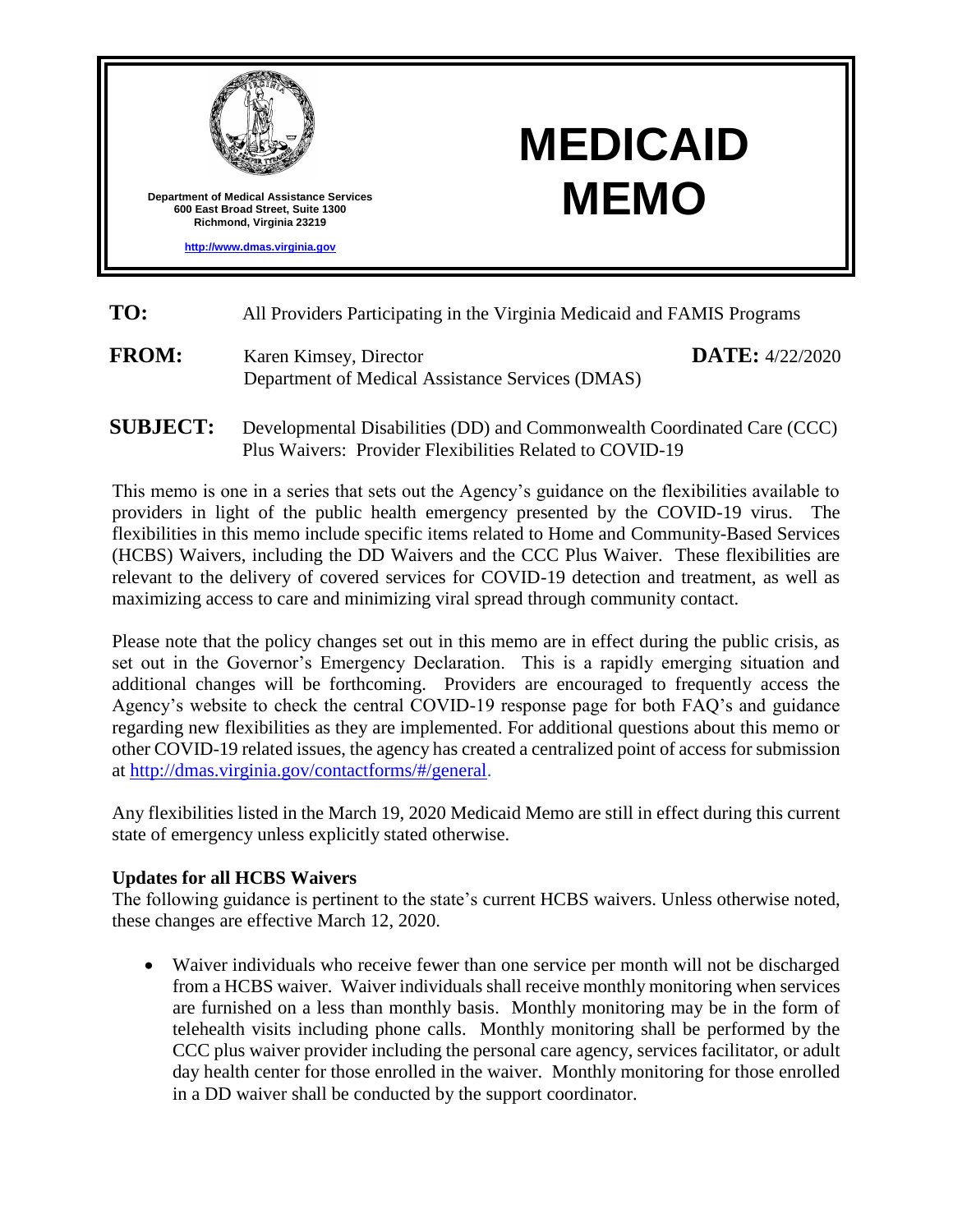Department of Medical Assistance Services
600 East Broad Street, Suite 1300
Richmond, Virginia 23219

http://www.dmas.virginia.gov

# MEDICAID MEMO

**TO:** All Providers Participating in the Virginia Medicaid and FAMIS Programs

**FROM:** Karen Kimsey, Director
Department of Medical Assistance Services (DMAS)

**DATE:** 4/22/2020

**SUBJECT:** Developmental Disabilities (DD) and Commonwealth Coordinated Care (CCC) Plus Waivers: Provider Flexibilities Related to COVID-19

This memo is one in a series that sets out the Agency's guidance on the flexibilities available to providers in light of the public health emergency presented by the COVID-19 virus. The flexibilities in this memo include specific items related to Home and Community-Based Services (HCBS) Waivers, including the DD Waivers and the CCC Plus Waiver. These flexibilities are relevant to the delivery of covered services for COVID-19 detection and treatment, as well as maximizing access to care and minimizing viral spread through community contact.

Please note that the policy changes set out in this memo are in effect during the public crisis, as set out in the Governor's Emergency Declaration. This is a rapidly emerging situation and additional changes will be forthcoming. Providers are encouraged to frequently access the Agency's website to check the central COVID-19 response page for both FAQ's and guidance regarding new flexibilities as they are implemented. For additional questions about this memo or other COVID-19 related issues, the agency has created a centralized point of access for submission at http://dmas.virginia.gov/contactforms/#/general.

Any flexibilities listed in the March 19, 2020 Medicaid Memo are still in effect during this current state of emergency unless explicitly stated otherwise.

**Updates for all HCBS Waivers**

The following guidance is pertinent to the state's current HCBS waivers. Unless otherwise noted, these changes are effective March 12, 2020.

- Waiver individuals who receive fewer than one service per month will not be discharged from a HCBS waiver. Waiver individuals shall receive monthly monitoring when services are furnished on a less than monthly basis. Monthly monitoring may be in the form of telehealth visits including phone calls. Monthly monitoring shall be performed by the CCC plus waiver provider including the personal care agency, services facilitator, or adult day health center for those enrolled in the waiver. Monthly monitoring for those enrolled in a DD waiver shall be conducted by the support coordinator.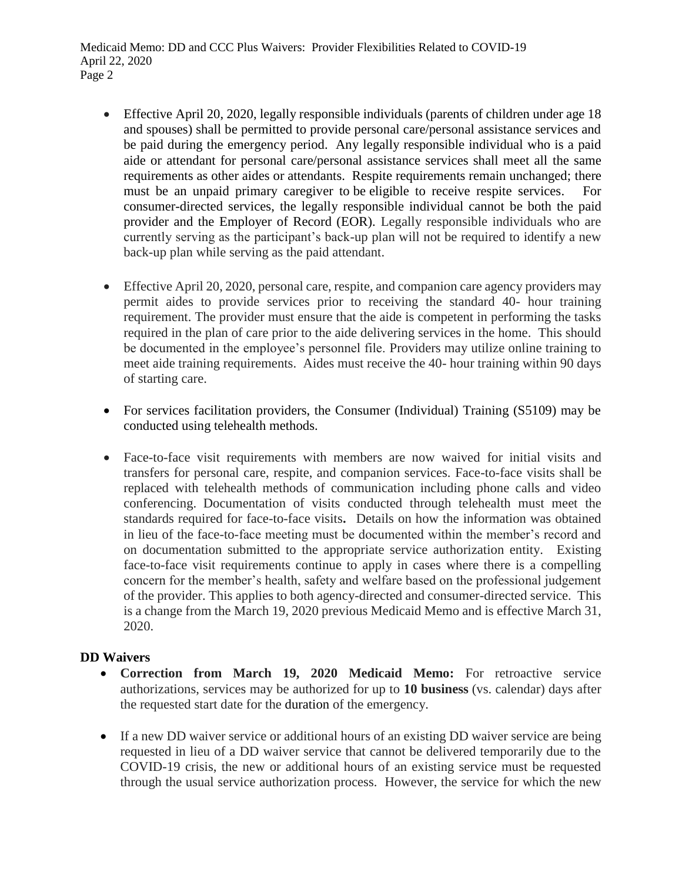- Effective April 20, 2020, legally responsible individuals (parents of children under age 18 and spouses) shall be permitted to provide personal care/personal assistance services and be paid during the emergency period. Any legally responsible individual who is a paid aide or attendant for personal care/personal assistance services shall meet all the same requirements as other aides or attendants. Respite requirements remain unchanged; there must be an unpaid primary caregiver to be eligible to receive respite services. For consumer-directed services, the legally responsible individual cannot be both the paid provider and the Employer of Record (EOR). Legally responsible individuals who are currently serving as the participant's back-up plan will not be required to identify a new back-up plan while serving as the paid attendant.

- Effective April 20, 2020, personal care, respite, and companion care agency providers may permit aides to provide services prior to receiving the standard 40- hour training requirement. The provider must ensure that the aide is competent in performing the tasks required in the plan of care prior to the aide delivering services in the home. This should be documented in the employee's personnel file. Providers may utilize online training to meet aide training requirements. Aides must receive the 40- hour training within 90 days of starting care.

- For services facilitation providers, the Consumer (Individual) Training (S5109) may be conducted using telehealth methods.

- Face-to-face visit requirements with members are now waived for initial visits and transfers for personal care, respite, and companion services. Face-to-face visits shall be replaced with telehealth methods of communication including phone calls and video conferencing. Documentation of visits conducted through telehealth must meet the standards required for face-to-face visits**.** Details on how the information was obtained in lieu of the face-to-face meeting must be documented within the member's record and on documentation submitted to the appropriate service authorization entity. Existing face-to-face visit requirements continue to apply in cases where there is a compelling concern for the member's health, safety and welfare based on the professional judgement of the provider. This applies to both agency-directed and consumer-directed service. This is a change from the March 19, 2020 previous Medicaid Memo and is effective March 31, 2020.

## DD Waivers

- **Correction from March 19, 2020 Medicaid Memo:** For retroactive service authorizations, services may be authorized for up to **10 business** (vs. calendar) days after the requested start date for the duration of the emergency.

- If a new DD waiver service or additional hours of an existing DD waiver service are being requested in lieu of a DD waiver service that cannot be delivered temporarily due to the COVID-19 crisis, the new or additional hours of an existing service must be requested through the usual service authorization process. However, the service for which the new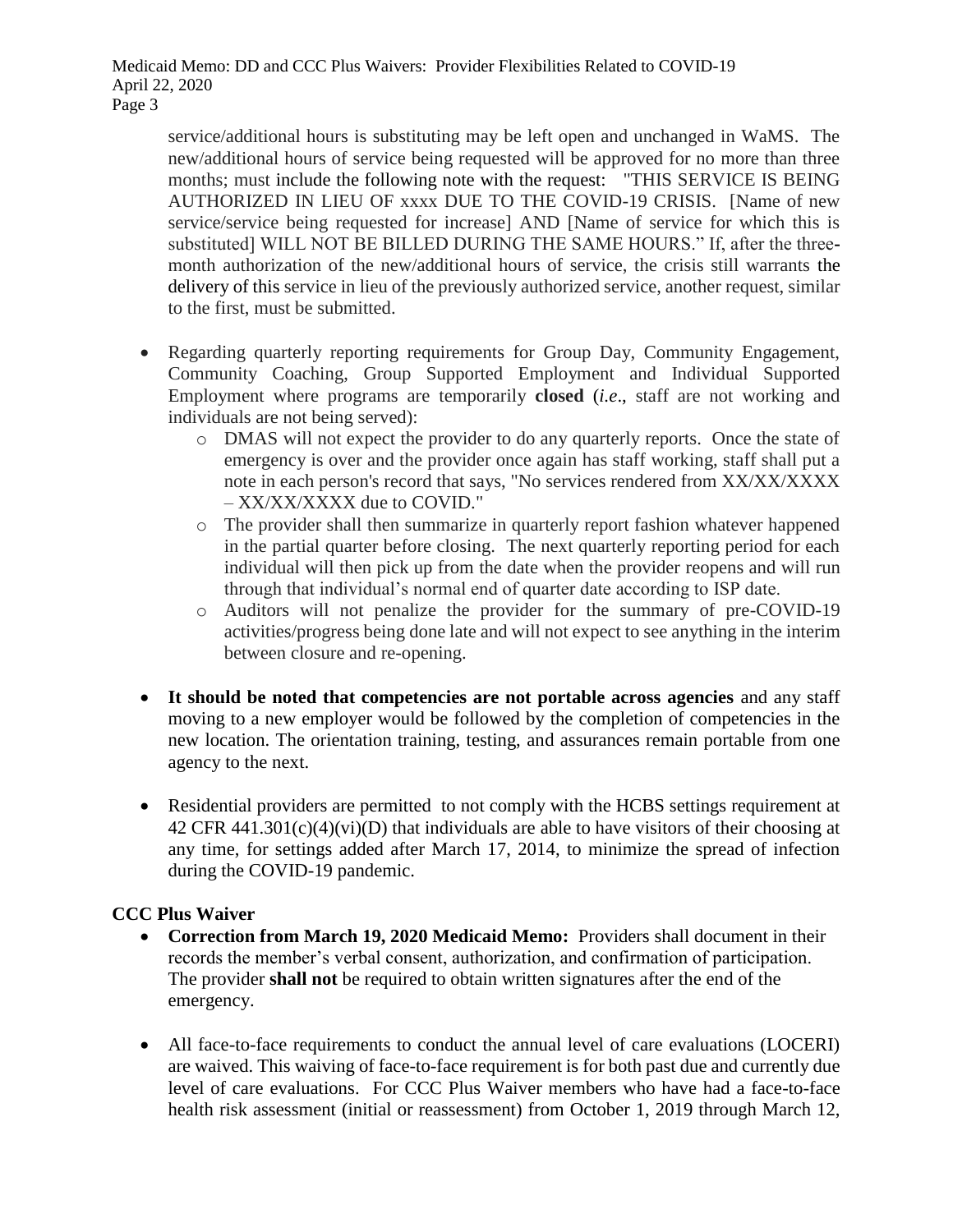service/additional hours is substituting may be left open and unchanged in WaMS. The new/additional hours of service being requested will be approved for no more than three months; must include the following note with the request: "THIS SERVICE IS BEING AUTHORIZED IN LIEU OF xxxx DUE TO THE COVID-19 CRISIS. [Name of new service/service being requested for increase] AND [Name of service for which this is substituted] WILL NOT BE BILLED DURING THE SAME HOURS." If, after the three-month authorization of the new/additional hours of service, the crisis still warrants the delivery of this service in lieu of the previously authorized service, another request, similar to the first, must be submitted.

- Regarding quarterly reporting requirements for Group Day, Community Engagement, Community Coaching, Group Supported Employment and Individual Supported Employment where programs are temporarily **closed** (*i.e*., staff are not working and individuals are not being served):
  - DMAS will not expect the provider to do any quarterly reports. Once the state of emergency is over and the provider once again has staff working, staff shall put a note in each person's record that says, "No services rendered from XX/XX/XXXX – XX/XX/XXXX due to COVID."
  - The provider shall then summarize in quarterly report fashion whatever happened in the partial quarter before closing. The next quarterly reporting period for each individual will then pick up from the date when the provider reopens and will run through that individual's normal end of quarter date according to ISP date.
  - Auditors will not penalize the provider for the summary of pre-COVID-19 activities/progress being done late and will not expect to see anything in the interim between closure and re-opening.

- **It should be noted that competencies are not portable across agencies** and any staff moving to a new employer would be followed by the completion of competencies in the new location. The orientation training, testing, and assurances remain portable from one agency to the next.

- Residential providers are permitted to not comply with the HCBS settings requirement at 42 CFR 441.301(c)(4)(vi)(D) that individuals are able to have visitors of their choosing at any time, for settings added after March 17, 2014, to minimize the spread of infection during the COVID-19 pandemic.

**CCC Plus Waiver**

- **Correction from March 19, 2020 Medicaid Memo:** Providers shall document in their records the member's verbal consent, authorization, and confirmation of participation. The provider **shall not** be required to obtain written signatures after the end of the emergency.

- All face-to-face requirements to conduct the annual level of care evaluations (LOCERI) are waived. This waiving of face-to-face requirement is for both past due and currently due level of care evaluations. For CCC Plus Waiver members who have had a face-to-face health risk assessment (initial or reassessment) from October 1, 2019 through March 12,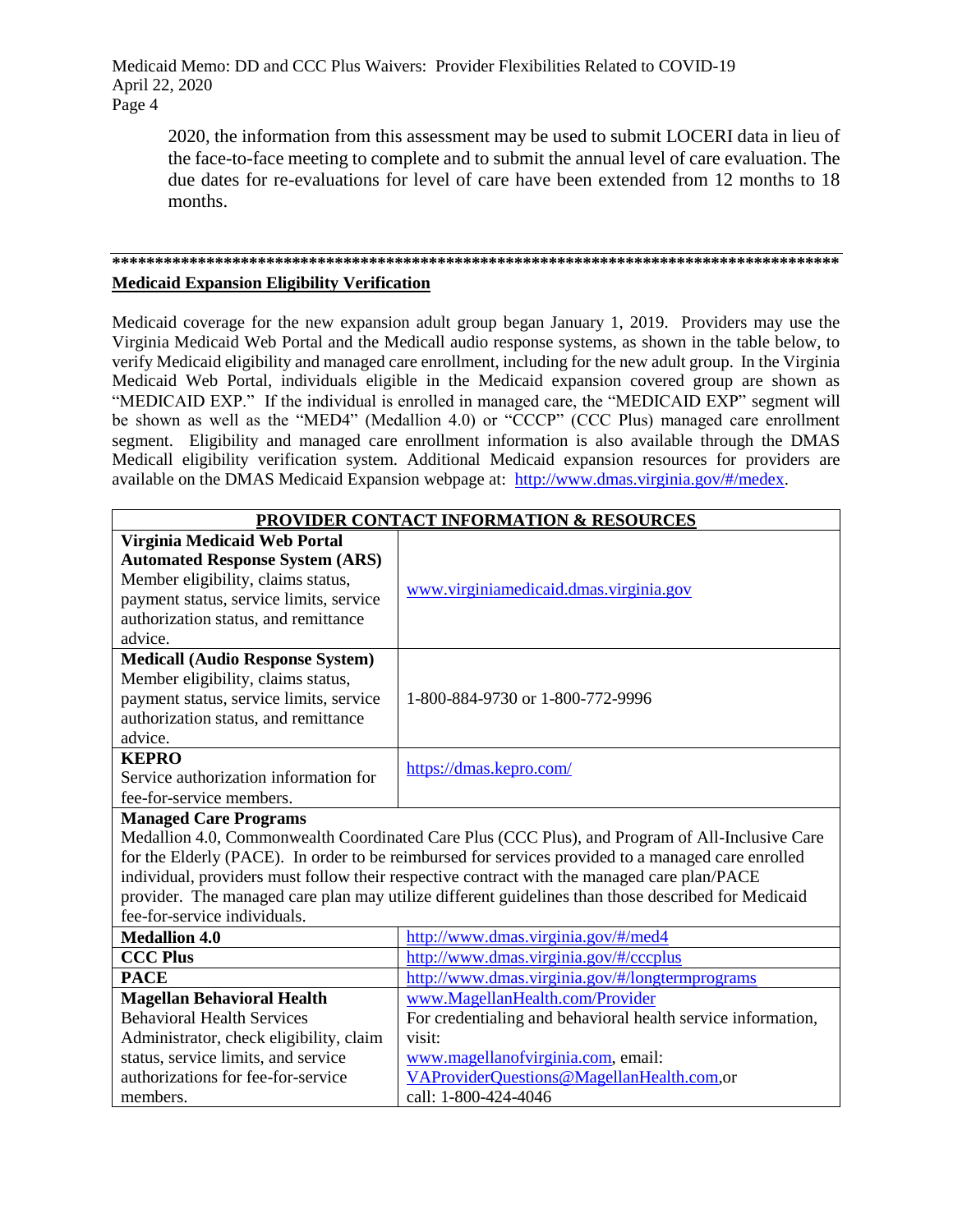2020, the information from this assessment may be used to submit LOCERI data in lieu of the face-to-face meeting to complete and to submit the annual level of care evaluation. The due dates for re-evaluations for level of care have been extended from 12 months to 18 months.

---

**Medicaid Expansion Eligibility Verification**

Medicaid coverage for the new expansion adult group began January 1, 2019. Providers may use the Virginia Medicaid Web Portal and the Medicall audio response systems, as shown in the table below, to verify Medicaid eligibility and managed care enrollment, including for the new adult group. In the Virginia Medicaid Web Portal, individuals eligible in the Medicaid expansion covered group are shown as "MEDICAID EXP." If the individual is enrolled in managed care, the "MEDICAID EXP" segment will be shown as well as the "MED4" (Medallion 4.0) or "CCCP" (CCC Plus) managed care enrollment segment. Eligibility and managed care enrollment information is also available through the DMAS Medicall eligibility verification system. Additional Medicaid expansion resources for providers are available on the DMAS Medicaid Expansion webpage at: http://www.dmas.virginia.gov/#/medex.

| PROVIDER CONTACT INFORMATION & RESOURCES | |
|---|---|
| **Virginia Medicaid Web Portal Automated Response System (ARS)** Member eligibility, claims status, payment status, service limits, service authorization status, and remittance advice. | www.virginiamedicaid.dmas.virginia.gov |
| **Medicall (Audio Response System)** Member eligibility, claims status, payment status, service limits, service authorization status, and remittance advice. | 1-800-884-9730 or 1-800-772-9996 |
| **KEPRO** Service authorization information for fee-for-service members. | https://dmas.kepro.com/ |
| **Managed Care Programs** Medallion 4.0, Commonwealth Coordinated Care Plus (CCC Plus), and Program of All-Inclusive Care for the Elderly (PACE). In order to be reimbursed for services provided to a managed care enrolled individual, providers must follow their respective contract with the managed care plan/PACE provider. The managed care plan may utilize different guidelines than those described for Medicaid fee-for-service individuals. | |
| **Medallion 4.0** | http://www.dmas.virginia.gov/#/med4 |
| **CCC Plus** | http://www.dmas.virginia.gov/#/cccplus |
| **PACE** | http://www.dmas.virginia.gov/#/longtermprograms |
| **Magellan Behavioral Health** Behavioral Health Services Administrator, check eligibility, claim status, service limits, and service authorizations for fee-for-service members. | www.MagellanHealth.com/Provider For credentialing and behavioral health service information, visit: www.magellanofvirginia.com, email: VAProviderQuestions@MagellanHealth.com,or call: 1-800-424-4046 |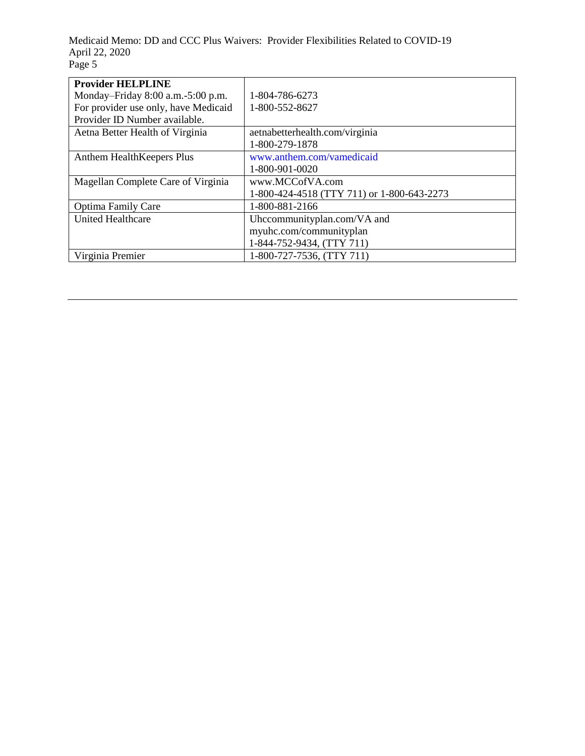| | |
|---|---|
| **Provider HELPLINE**<br>Monday–Friday 8:00 a.m.-5:00 p.m.<br>For provider use only, have Medicaid Provider ID Number available. | 1-804-786-6273<br>1-800-552-8627 |
| Aetna Better Health of Virginia | aetnabetterhealth.com/virginia<br>1-800-279-1878 |
| Anthem HealthKeepers Plus | www.anthem.com/vamedicaid<br>1-800-901-0020 |
| Magellan Complete Care of Virginia | www.MCCofVA.com<br>1-800-424-4518 (TTY 711) or 1-800-643-2273 |
| Optima Family Care | 1-800-881-2166 |
| United Healthcare | Uhccommunityplan.com/VA and<br>myuhc.com/communityplan<br>1-844-752-9434, (TTY 711) |
| Virginia Premier | 1-800-727-7536, (TTY 711) |